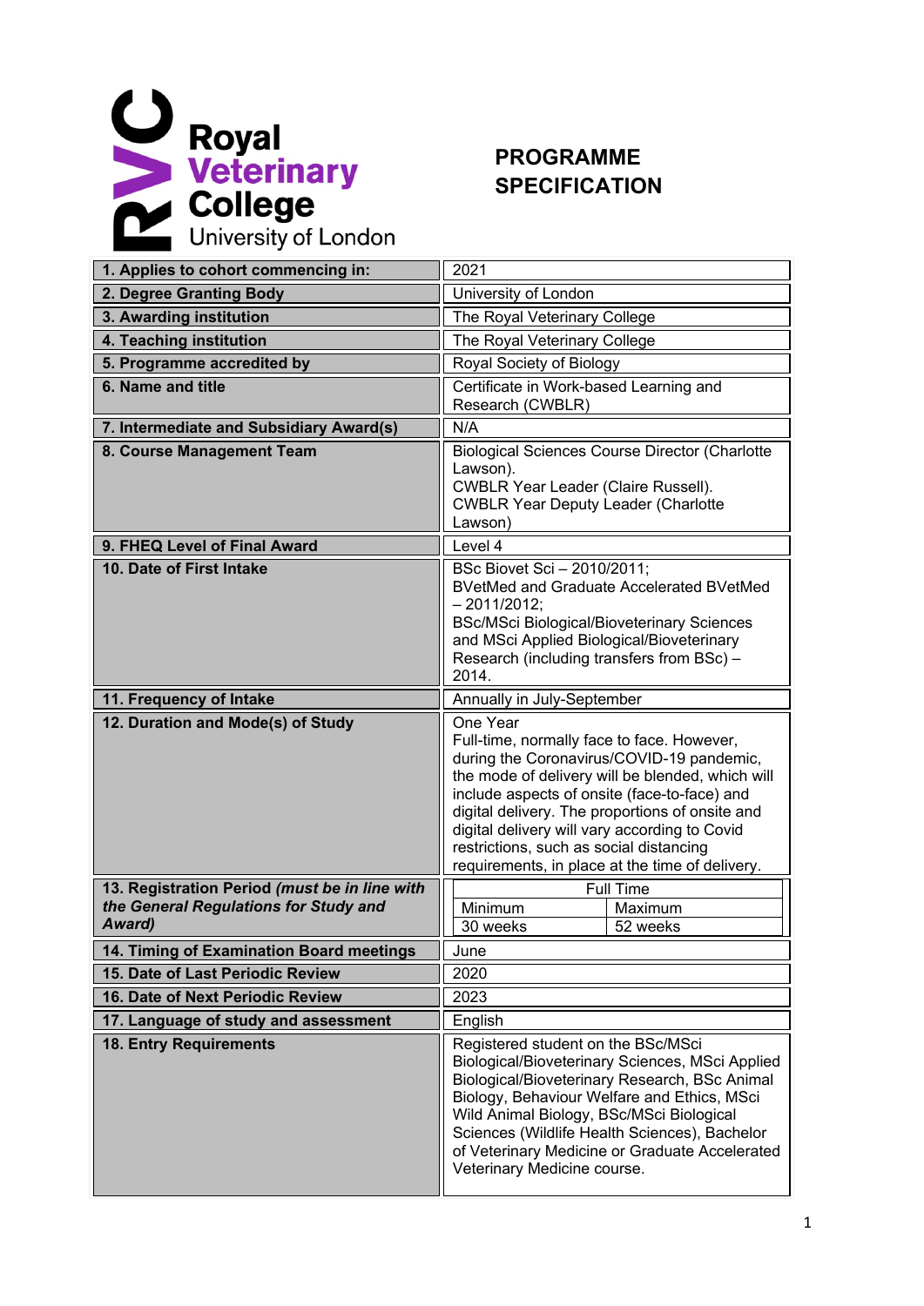Royal Veterinary College
University of London

# PROGRAMME SPECIFICATION

| | |
|---|---|
| **1. Applies to cohort commencing in:** | 2021 |
| **2. Degree Granting Body** | University of London |
| **3. Awarding institution** | The Royal Veterinary College |
| **4. Teaching institution** | The Royal Veterinary College |
| **5. Programme accredited by** | Royal Society of Biology |
| **6. Name and title** | Certificate in Work-based Learning and Research (CWBLR) |
| **7. Intermediate and Subsidiary Award(s)** | N/A |
| **8. Course Management Team** | Biological Sciences Course Director (Charlotte Lawson).<br>CWBLR Year Leader (Claire Russell).<br>CWBLR Year Deputy Leader (Charlotte Lawson) |
| **9. FHEQ Level of Final Award** | Level 4 |
| **10. Date of First Intake** | BSc Biovet Sci – 2010/2011;<br>BVetMed and Graduate Accelerated BVetMed – 2011/2012;<br>BSc/MSci Biological/Bioveterinary Sciences and MSci Applied Biological/Bioveterinary Research (including transfers from BSc) – 2014. |
| **11. Frequency of Intake** | Annually in July-September |
| **12. Duration and Mode(s) of Study** | One Year<br>Full-time, normally face to face. However, during the Coronavirus/COVID-19 pandemic, the mode of delivery will be blended, which will include aspects of onsite (face-to-face) and digital delivery. The proportions of onsite and digital delivery will vary according to Covid restrictions, such as social distancing requirements, in place at the time of delivery. |
| **13. Registration Period** ***(must be in line with the General Regulations for Study and Award)*** | Full Time: Minimum 30 weeks; Maximum 52 weeks |
| **14. Timing of Examination Board meetings** | June |
| **15. Date of Last Periodic Review** | 2020 |
| **16. Date of Next Periodic Review** | 2023 |
| **17. Language of study and assessment** | English |
| **18. Entry Requirements** | Registered student on the BSc/MSci Biological/Bioveterinary Sciences, MSci Applied Biological/Bioveterinary Research, BSc Animal Biology, Behaviour Welfare and Ethics, MSci Wild Animal Biology, BSc/MSci Biological Sciences (Wildlife Health Sciences), Bachelor of Veterinary Medicine or Graduate Accelerated Veterinary Medicine course. |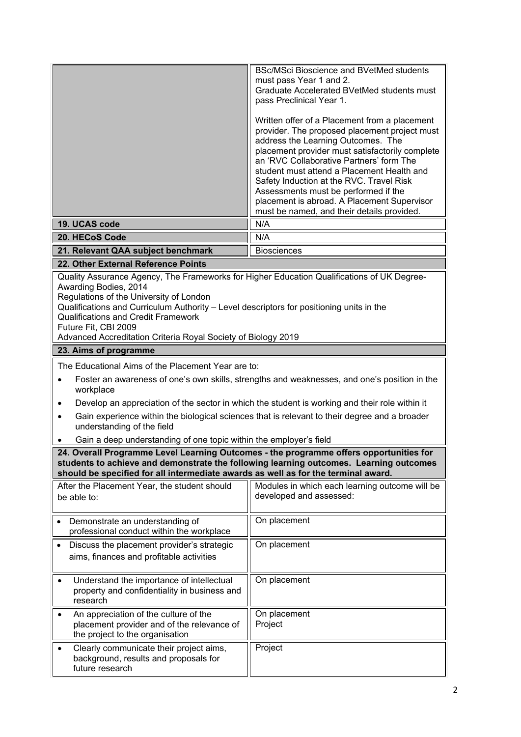| | |
|---|---|
| | BSc/MSci Bioscience and BVetMed students must pass Year 1 and 2.<br>Graduate Accelerated BVetMed students must pass Preclinical Year 1.<br><br>Written offer of a Placement from a placement provider. The proposed placement project must address the Learning Outcomes. The placement provider must satisfactorily complete an 'RVC Collaborative Partners' form The student must attend a Placement Health and Safety Induction at the RVC. Travel Risk Assessments must be performed if the placement is abroad. A Placement Supervisor must be named, and their details provided. |
| **19. UCAS code** | N/A |
| **20. HECoS Code** | N/A |
| **21. Relevant QAA subject benchmark** | Biosciences |

**22. Other External Reference Points**

Quality Assurance Agency, The Frameworks for Higher Education Qualifications of UK Degree-Awarding Bodies, 2014
Regulations of the University of London
Qualifications and Curriculum Authority – Level descriptors for positioning units in the Qualifications and Credit Framework
Future Fit, CBI 2009
Advanced Accreditation Criteria Royal Society of Biology 2019

**23. Aims of programme**

The Educational Aims of the Placement Year are to:

- Foster an awareness of one's own skills, strengths and weaknesses, and one's position in the workplace
- Develop an appreciation of the sector in which the student is working and their role within it
- Gain experience within the biological sciences that is relevant to their degree and a broader understanding of the field
- Gain a deep understanding of one topic within the employer's field

**24. Overall Programme Level Learning Outcomes - the programme offers opportunities for students to achieve and demonstrate the following learning outcomes. Learning outcomes should be specified for all intermediate awards as well as for the terminal award.**

| After the Placement Year, the student should be able to: | Modules in which each learning outcome will be developed and assessed: |
|---|---|
| • Demonstrate an understanding of professional conduct within the workplace | On placement |
| • Discuss the placement provider's strategic aims, finances and profitable activities | On placement |
| • Understand the importance of intellectual property and confidentiality in business and research | On placement |
| • An appreciation of the culture of the placement provider and of the relevance of the project to the organisation | On placement<br>Project |
| • Clearly communicate their project aims, background, results and proposals for future research | Project |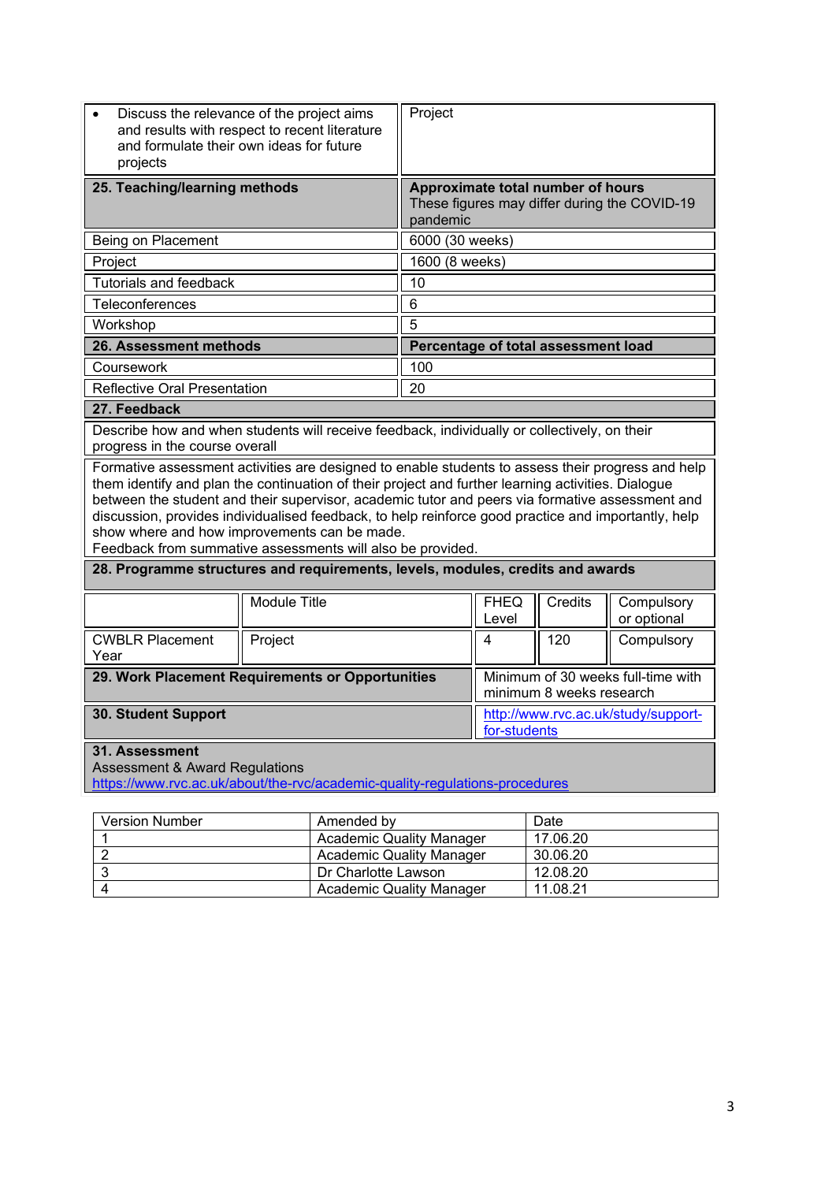| | |
|---|---|
| • Discuss the relevance of the project aims and results with respect to recent literature and formulate their own ideas for future projects | Project |

| **25. Teaching/learning methods** | **Approximate total number of hours** These figures may differ during the COVID-19 pandemic |
|---|---|
| Being on Placement | 6000 (30 weeks) |
| Project | 1600 (8 weeks) |
| Tutorials and feedback | 10 |
| Teleconferences | 6 |
| Workshop | 5 |

| **26. Assessment methods** | **Percentage of total assessment load** |
|---|---|
| Coursework | 100 |
| Reflective Oral Presentation | 20 |

**27. Feedback**

Describe how and when students will receive feedback, individually or collectively, on their progress in the course overall

Formative assessment activities are designed to enable students to assess their progress and help them identify and plan the continuation of their project and further learning activities. Dialogue between the student and their supervisor, academic tutor and peers via formative assessment and discussion, provides individualised feedback, to help reinforce good practice and importantly, help show where and how improvements can be made.
Feedback from summative assessments will also be provided.

**28. Programme structures and requirements, levels, modules, credits and awards**

| | Module Title | FHEQ Level | Credits | Compulsory or optional |
|---|---|---|---|---|
| CWBLR Placement Year | Project | 4 | 120 | Compulsory |

| | |
|---|---|
| **29. Work Placement Requirements or Opportunities** | Minimum of 30 weeks full-time with minimum 8 weeks research |
| **30. Student Support** | http://www.rvc.ac.uk/study/support-for-students |

**31. Assessment**
Assessment & Award Regulations
https://www.rvc.ac.uk/about/the-rvc/academic-quality-regulations-procedures

| Version Number | Amended by | Date |
|---|---|---|
| 1 | Academic Quality Manager | 17.06.20 |
| 2 | Academic Quality Manager | 30.06.20 |
| 3 | Dr Charlotte Lawson | 12.08.20 |
| 4 | Academic Quality Manager | 11.08.21 |